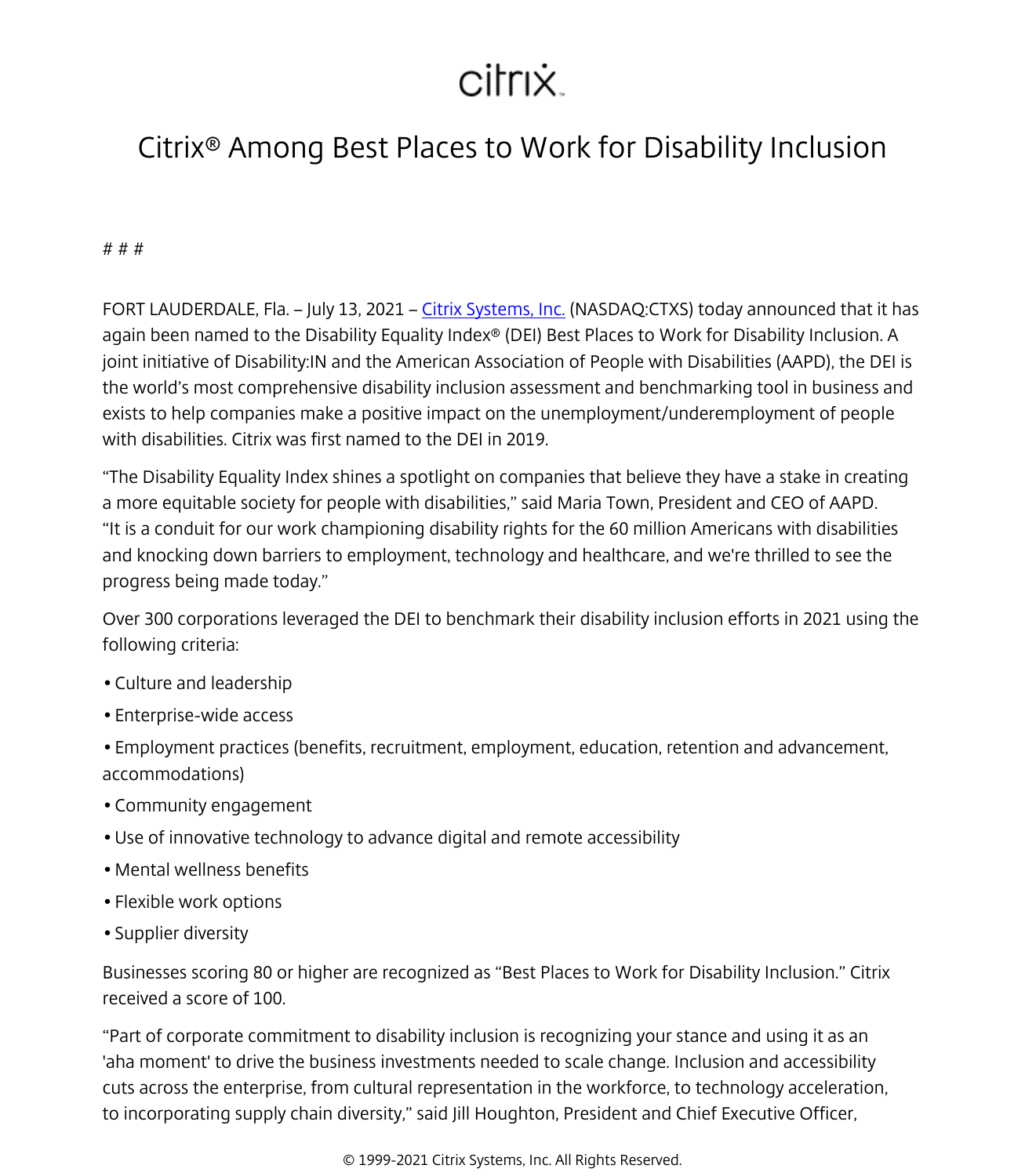citrix

# Citrix® Among Best Places to Work for Disability Inclusion

# # #

FORT LAUDERDALE, Fla. – July 13, 2021 – Citrix Systems, Inc. (NASDAQ:CTXS) today announced that it has again been named to the Disability Equality Index® (DEI) Best Places to Work for Disability Inclusion. A joint initiative of Disability:IN and the American Association of People with Disabilities (AAPD), the DEI is the world's most comprehensive disability inclusion assessment and benchmarking tool in business and exists to help companies make a positive impact on the unemployment/underemployment of people with disabilities. Citrix was first named to the DEI in 2019.

"The Disability Equality Index shines a spotlight on companies that believe they have a stake in creating a more equitable society for people with disabilities," said Maria Town, President and CEO of AAPD. "It is a conduit for our work championing disability rights for the 60 million Americans with disabilities and knocking down barriers to employment, technology and healthcare, and we're thrilled to see the progress being made today."

Over 300 corporations leveraged the DEI to benchmark their disability inclusion efforts in 2021 using the following criteria:

- Culture and leadership
- Enterprise-wide access
- Employment practices (benefits, recruitment, employment, education, retention and advancement, accommodations)
- Community engagement
- Use of innovative technology to advance digital and remote accessibility
- Mental wellness benefits
- Flexible work options
- Supplier diversity

Businesses scoring 80 or higher are recognized as "Best Places to Work for Disability Inclusion." Citrix received a score of 100.

"Part of corporate commitment to disability inclusion is recognizing your stance and using it as an 'aha moment' to drive the business investments needed to scale change. Inclusion and accessibility cuts across the enterprise, from cultural representation in the workforce, to technology acceleration, to incorporating supply chain diversity," said Jill Houghton, President and Chief Executive Officer,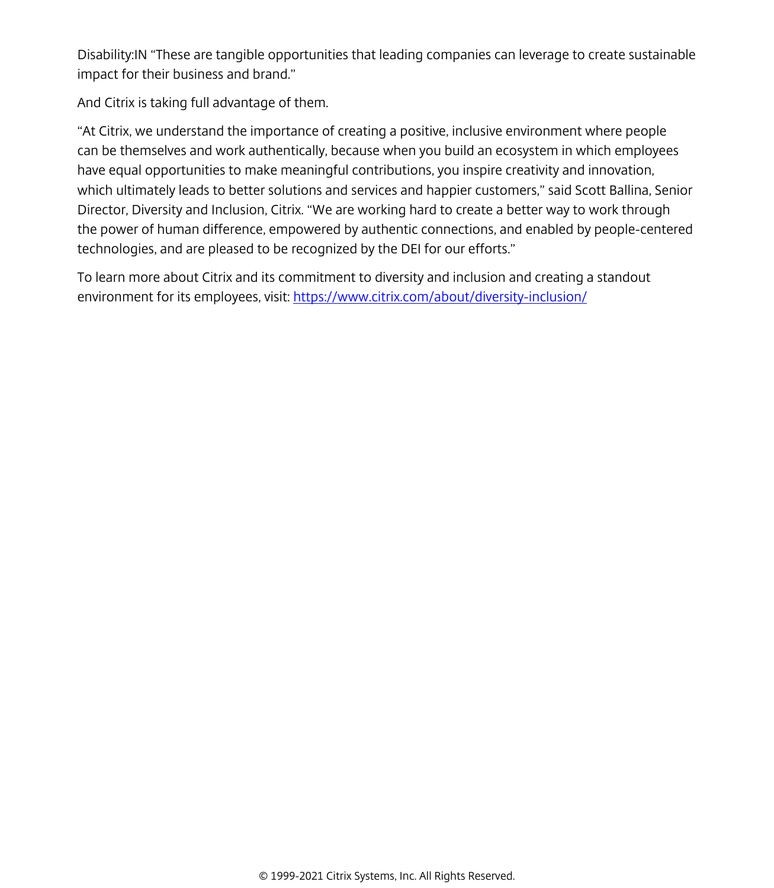Disability:IN "These are tangible opportunities that leading companies can leverage to create sustainable impact for their business and brand."

And Citrix is taking full advantage of them.

"At Citrix, we understand the importance of creating a positive, inclusive environment where people can be themselves and work authentically, because when you build an ecosystem in which employees have equal opportunities to make meaningful contributions, you inspire creativity and innovation, which ultimately leads to better solutions and services and happier customers," said Scott Ballina, Senior Director, Diversity and Inclusion, Citrix. "We are working hard to create a better way to work through the power of human difference, empowered by authentic connections, and enabled by people-centered technologies, and are pleased to be recognized by the DEI for our efforts."

To learn more about Citrix and its commitment to diversity and inclusion and creating a standout environment for its employees, visit: [https://www.citrix.com/about/diversity-inclusion/](https://www.citrix.com/about/diversity-inclusion/)